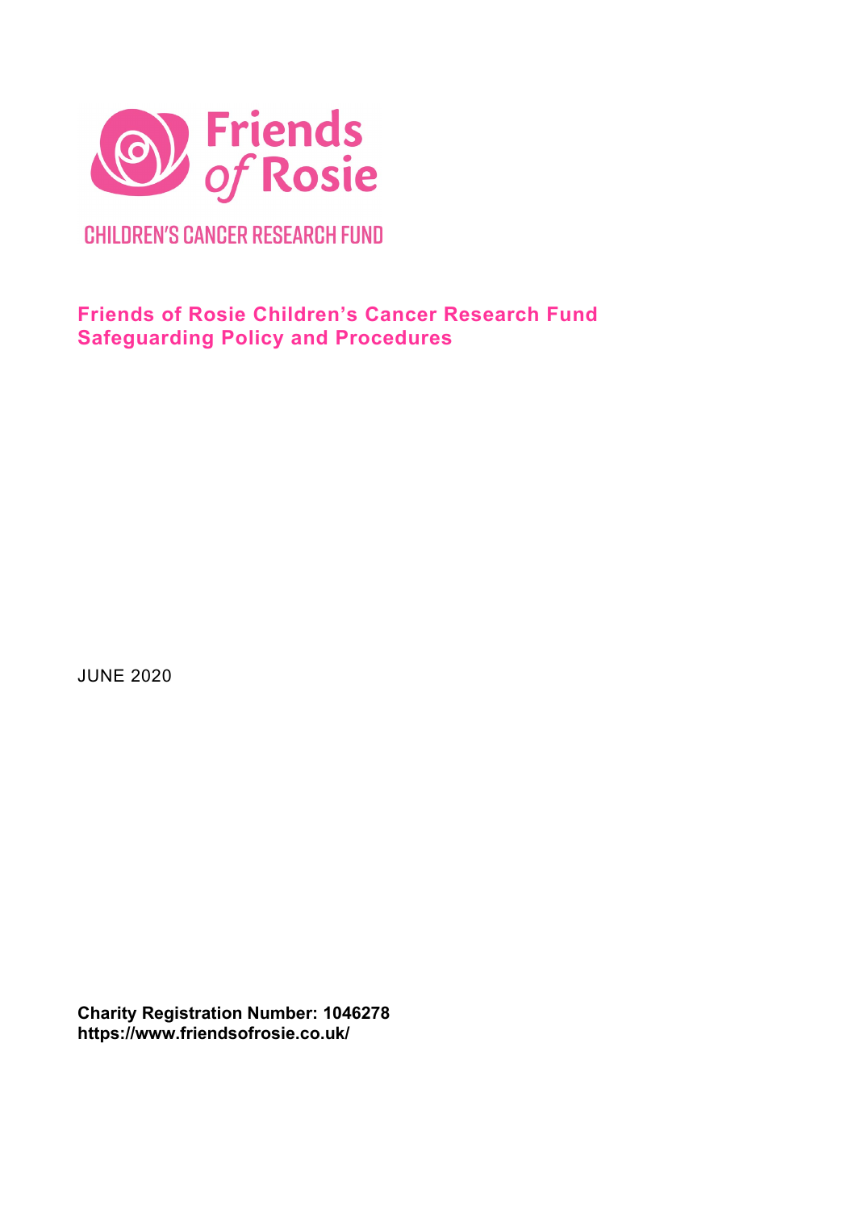Friends of Rosie

CHILDREN'S CANCER RESEARCH FUND

# Friends of Rosie Children's Cancer Research Fund Safeguarding Policy and Procedures

JUNE 2020

**Charity Registration Number: 1046278**
**https://www.friendsofrosie.co.uk/**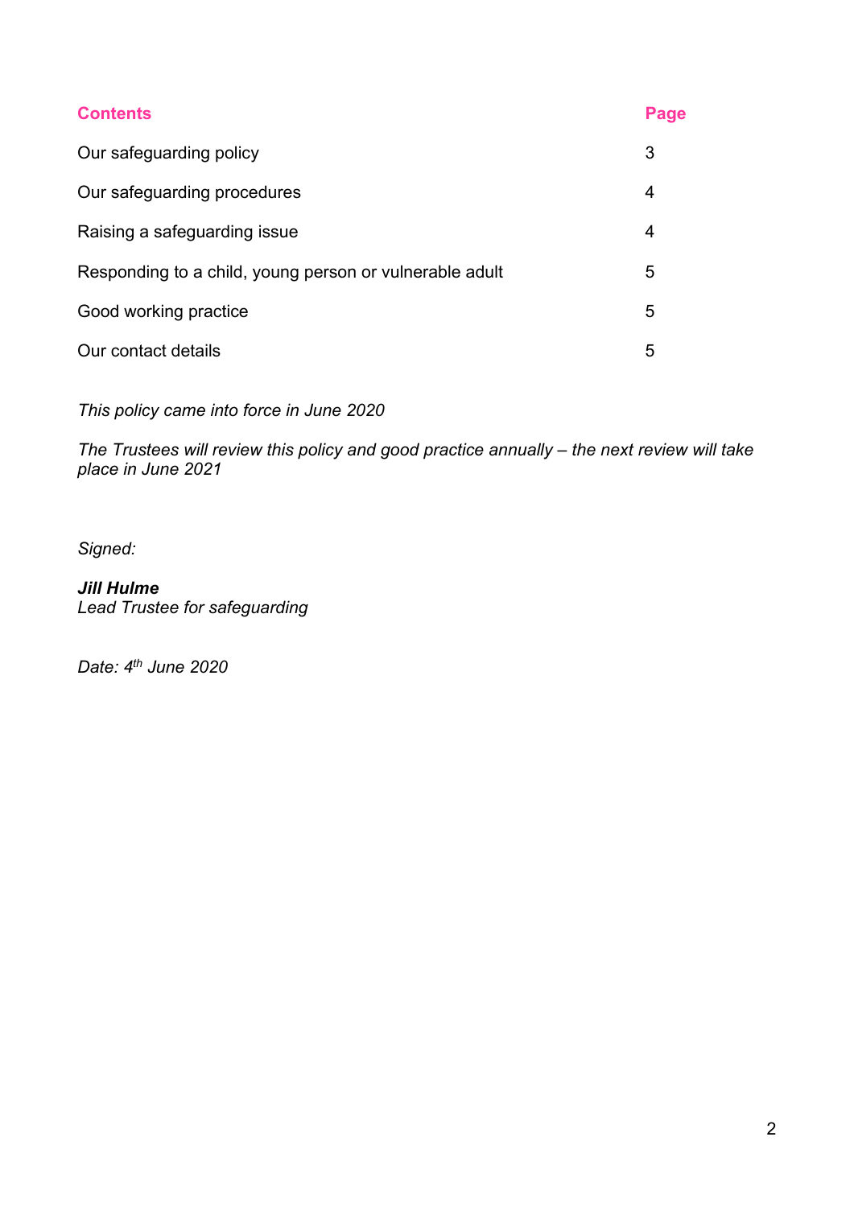| **Contents** | **Page** |
|---|---|
| Our safeguarding policy | 3 |
| Our safeguarding procedures | 4 |
| Raising a safeguarding issue | 4 |
| Responding to a child, young person or vulnerable adult | 5 |
| Good working practice | 5 |
| Our contact details | 5 |

*This policy came into force in June 2020*

*The Trustees will review this policy and good practice annually – the next review will take place in June 2021*

*Signed:*

***Jill Hulme***
*Lead Trustee for safeguarding*

*Date: 4th June 2020*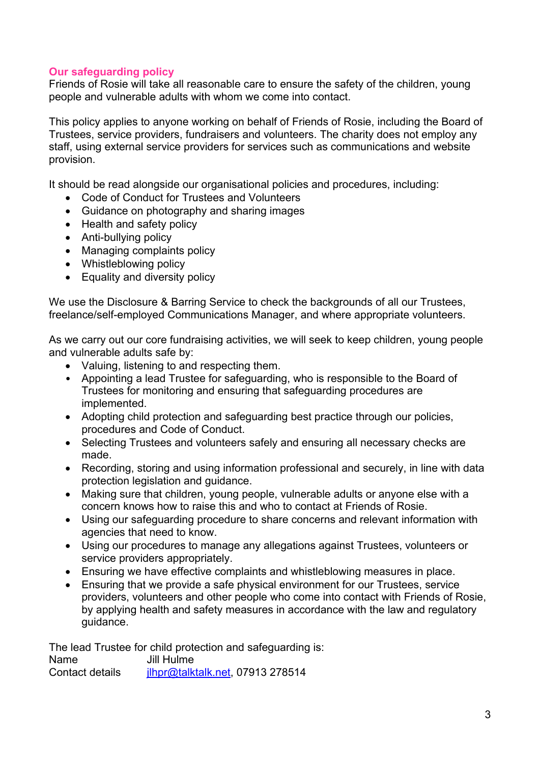## Our safeguarding policy

Friends of Rosie will take all reasonable care to ensure the safety of the children, young people and vulnerable adults with whom we come into contact.

This policy applies to anyone working on behalf of Friends of Rosie, including the Board of Trustees, service providers, fundraisers and volunteers. The charity does not employ any staff, using external service providers for services such as communications and website provision.

It should be read alongside our organisational policies and procedures, including:

- Code of Conduct for Trustees and Volunteers
- Guidance on photography and sharing images
- Health and safety policy
- Anti-bullying policy
- Managing complaints policy
- Whistleblowing policy
- Equality and diversity policy

We use the Disclosure & Barring Service to check the backgrounds of all our Trustees, freelance/self-employed Communications Manager, and where appropriate volunteers.

As we carry out our core fundraising activities, we will seek to keep children, young people and vulnerable adults safe by:

- Valuing, listening to and respecting them.
- Appointing a lead Trustee for safeguarding, who is responsible to the Board of Trustees for monitoring and ensuring that safeguarding procedures are implemented.
- Adopting child protection and safeguarding best practice through our policies, procedures and Code of Conduct.
- Selecting Trustees and volunteers safely and ensuring all necessary checks are made.
- Recording, storing and using information professional and securely, in line with data protection legislation and guidance.
- Making sure that children, young people, vulnerable adults or anyone else with a concern knows how to raise this and who to contact at Friends of Rosie.
- Using our safeguarding procedure to share concerns and relevant information with agencies that need to know.
- Using our procedures to manage any allegations against Trustees, volunteers or service providers appropriately.
- Ensuring we have effective complaints and whistleblowing measures in place.
- Ensuring that we provide a safe physical environment for our Trustees, service providers, volunteers and other people who come into contact with Friends of Rosie, by applying health and safety measures in accordance with the law and regulatory guidance.

The lead Trustee for child protection and safeguarding is:

| | |
|---|---|
| Name | Jill Hulme |
| Contact details | jlhpr@talktalk.net, 07913 278514 |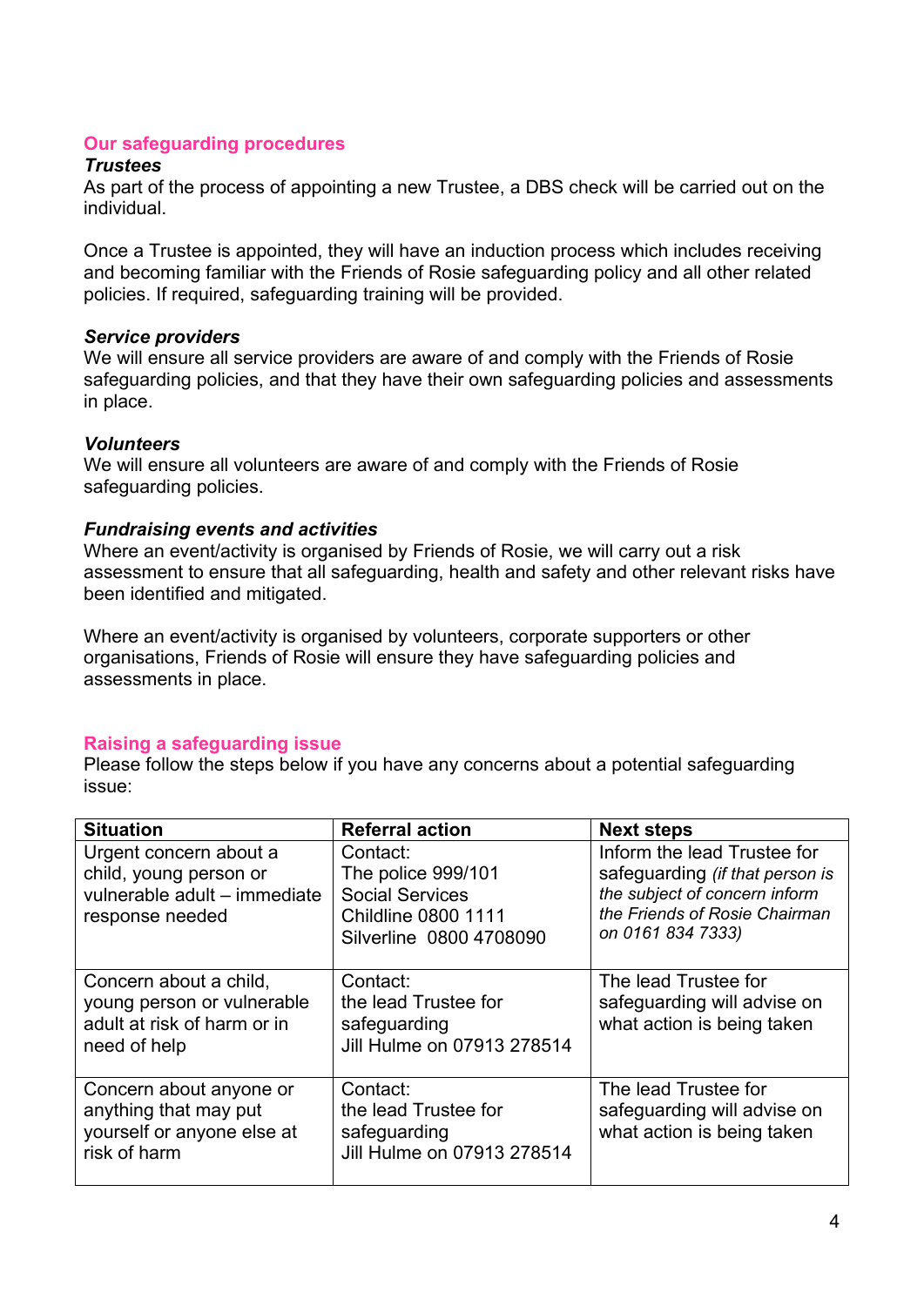## Our safeguarding procedures

***Trustees***

As part of the process of appointing a new Trustee, a DBS check will be carried out on the individual.

Once a Trustee is appointed, they will have an induction process which includes receiving and becoming familiar with the Friends of Rosie safeguarding policy and all other related policies. If required, safeguarding training will be provided.

***Service providers***

We will ensure all service providers are aware of and comply with the Friends of Rosie safeguarding policies, and that they have their own safeguarding policies and assessments in place.

***Volunteers***

We will ensure all volunteers are aware of and comply with the Friends of Rosie safeguarding policies.

***Fundraising events and activities***

Where an event/activity is organised by Friends of Rosie, we will carry out a risk assessment to ensure that all safeguarding, health and safety and other relevant risks have been identified and mitigated.

Where an event/activity is organised by volunteers, corporate supporters or other organisations, Friends of Rosie will ensure they have safeguarding policies and assessments in place.

## Raising a safeguarding issue

Please follow the steps below if you have any concerns about a potential safeguarding issue:

| **Situation** | **Referral action** | **Next steps** |
|---|---|---|
| Urgent concern about a child, young person or vulnerable adult – immediate response needed | Contact:<br>The police 999/101<br>Social Services<br>Childline 0800 1111<br>Silverline 0800 4708090 | Inform the lead Trustee for safeguarding *(if that person is the subject of concern inform the Friends of Rosie Chairman on 0161 834 7333)* |
| Concern about a child, young person or vulnerable adult at risk of harm or in need of help | Contact:<br>the lead Trustee for safeguarding<br>Jill Hulme on 07913 278514 | The lead Trustee for safeguarding will advise on what action is being taken |
| Concern about anyone or anything that may put yourself or anyone else at risk of harm | Contact:<br>the lead Trustee for safeguarding<br>Jill Hulme on 07913 278514 | The lead Trustee for safeguarding will advise on what action is being taken |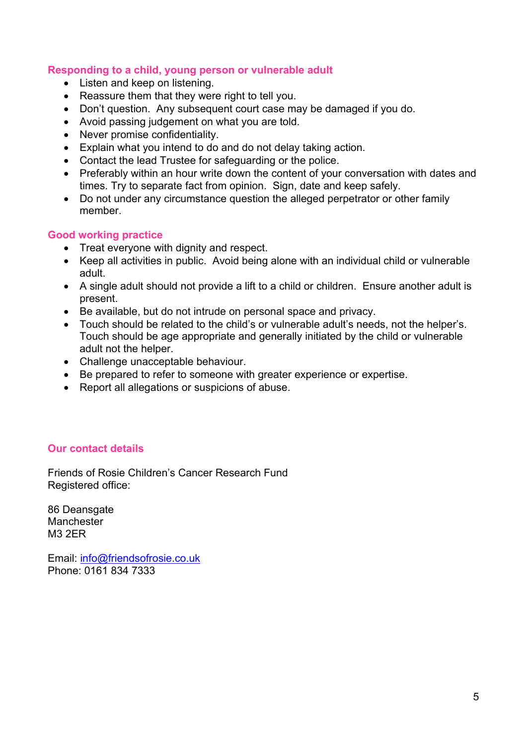## Responding to a child, young person or vulnerable adult

- Listen and keep on listening.
- Reassure them that they were right to tell you.
- Don't question. Any subsequent court case may be damaged if you do.
- Avoid passing judgement on what you are told.
- Never promise confidentiality.
- Explain what you intend to do and do not delay taking action.
- Contact the lead Trustee for safeguarding or the police.
- Preferably within an hour write down the content of your conversation with dates and times. Try to separate fact from opinion. Sign, date and keep safely.
- Do not under any circumstance question the alleged perpetrator or other family member.

## Good working practice

- Treat everyone with dignity and respect.
- Keep all activities in public. Avoid being alone with an individual child or vulnerable adult.
- A single adult should not provide a lift to a child or children. Ensure another adult is present.
- Be available, but do not intrude on personal space and privacy.
- Touch should be related to the child's or vulnerable adult's needs, not the helper's. Touch should be age appropriate and generally initiated by the child or vulnerable adult not the helper.
- Challenge unacceptable behaviour.
- Be prepared to refer to someone with greater experience or expertise.
- Report all allegations or suspicions of abuse.

## Our contact details

Friends of Rosie Children's Cancer Research Fund
Registered office:

86 Deansgate
Manchester
M3 2ER

Email: info@friendsofrosie.co.uk
Phone: 0161 834 7333